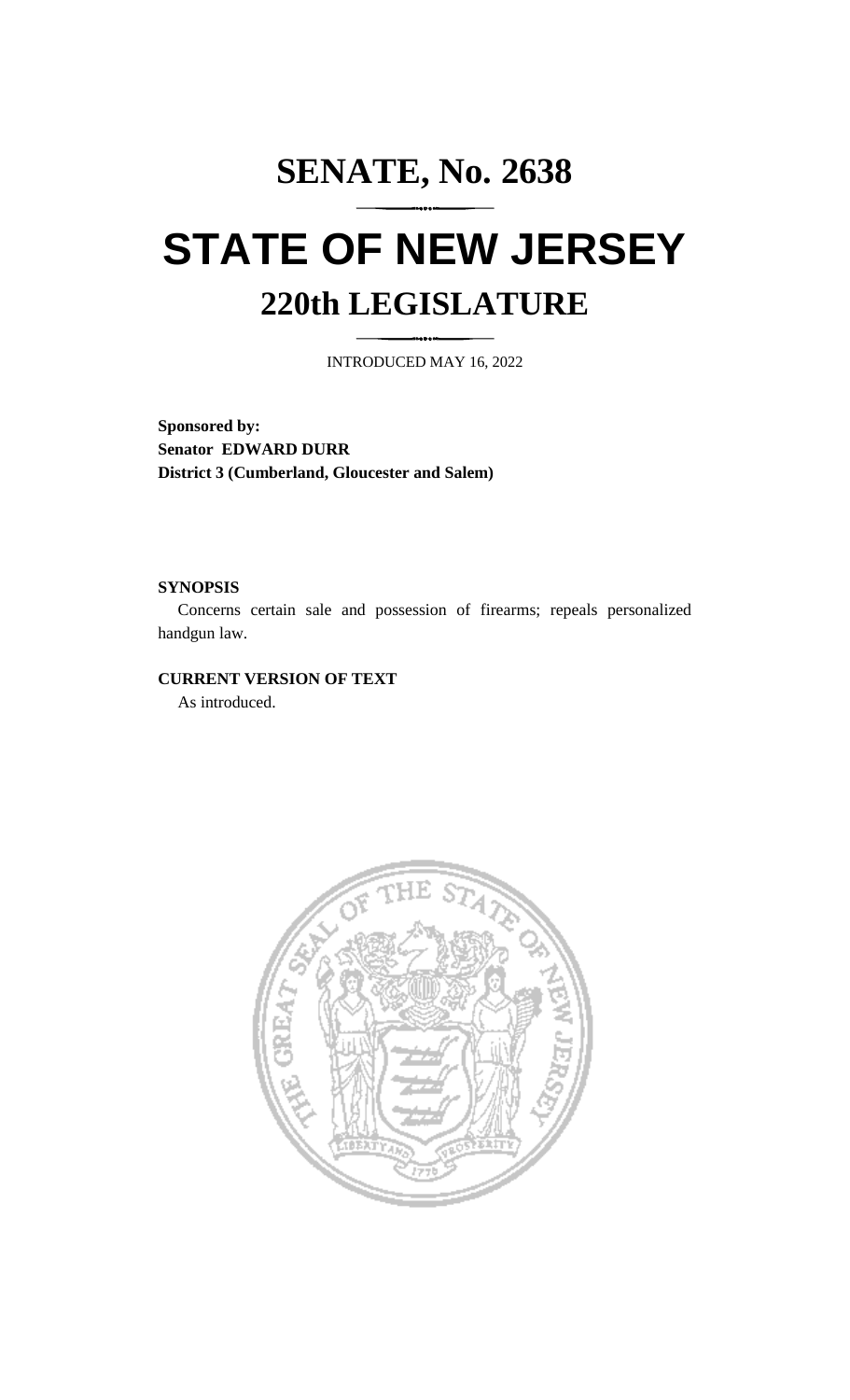# SENATE, No. 2638

# STATE OF NEW JERSEY

## 220th LEGISLATURE

INTRODUCED MAY 16, 2022

**Sponsored by:**
**Senator EDWARD DURR**
**District 3 (Cumberland, Gloucester and Salem)**

**SYNOPSIS**

Concerns certain sale and possession of firearms; repeals personalized handgun law.

**CURRENT VERSION OF TEXT**

As introduced.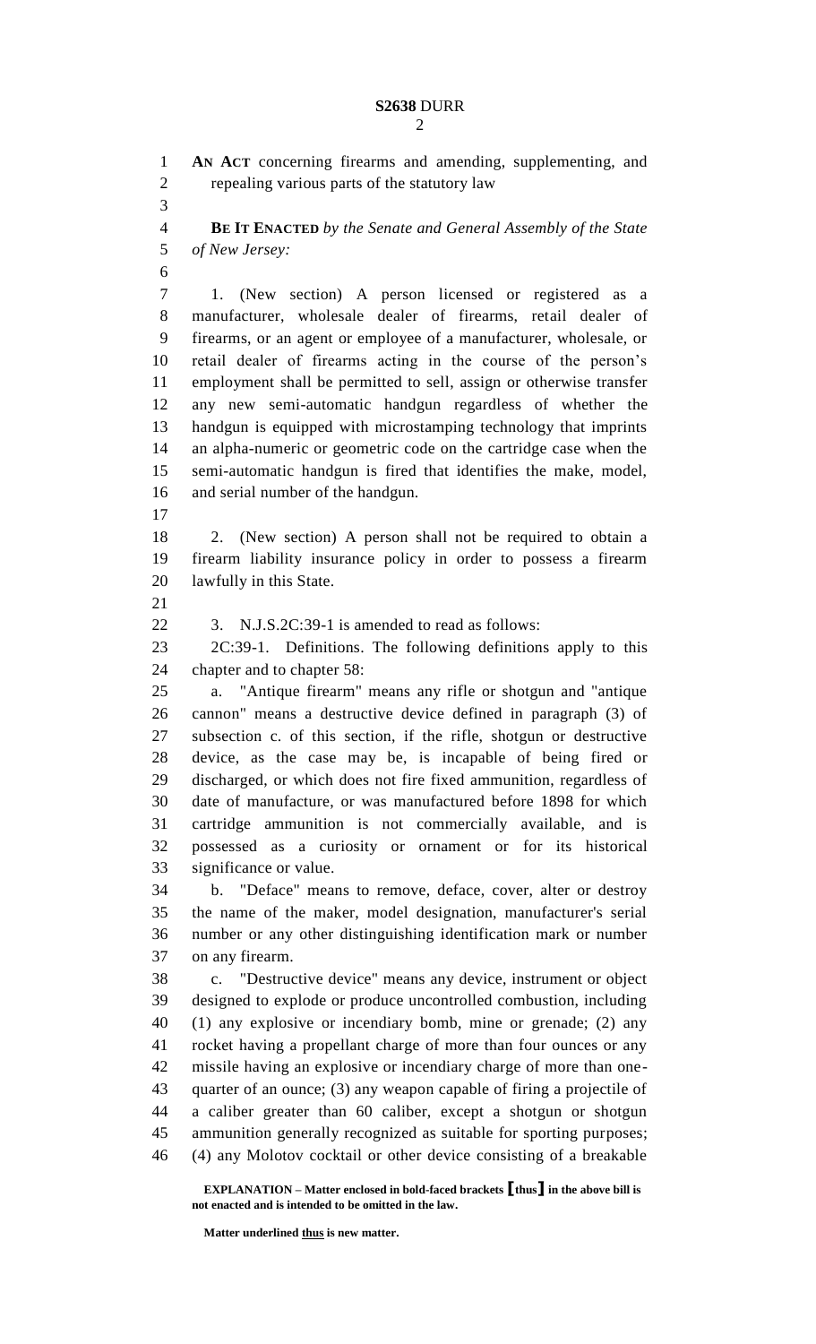**AN ACT** concerning firearms and amending, supplementing, and repealing various parts of the statutory law

**BE IT ENACTED** *by the Senate and General Assembly of the State of New Jersey:*

1. (New section) A person licensed or registered as a manufacturer, wholesale dealer of firearms, retail dealer of firearms, or an agent or employee of a manufacturer, wholesale, or retail dealer of firearms acting in the course of the person's employment shall be permitted to sell, assign or otherwise transfer any new semi-automatic handgun regardless of whether the handgun is equipped with microstamping technology that imprints an alpha-numeric or geometric code on the cartridge case when the semi-automatic handgun is fired that identifies the make, model, and serial number of the handgun.

2. (New section) A person shall not be required to obtain a firearm liability insurance policy in order to possess a firearm lawfully in this State.

3. N.J.S.2C:39-1 is amended to read as follows:

2C:39-1. Definitions. The following definitions apply to this chapter and to chapter 58:

a. "Antique firearm" means any rifle or shotgun and "antique cannon" means a destructive device defined in paragraph (3) of subsection c. of this section, if the rifle, shotgun or destructive device, as the case may be, is incapable of being fired or discharged, or which does not fire fixed ammunition, regardless of date of manufacture, or was manufactured before 1898 for which cartridge ammunition is not commercially available, and is possessed as a curiosity or ornament or for its historical significance or value.

b. "Deface" means to remove, deface, cover, alter or destroy the name of the maker, model designation, manufacturer's serial number or any other distinguishing identification mark or number on any firearm.

c. "Destructive device" means any device, instrument or object designed to explode or produce uncontrolled combustion, including (1) any explosive or incendiary bomb, mine or grenade; (2) any rocket having a propellant charge of more than four ounces or any missile having an explosive or incendiary charge of more than one-quarter of an ounce; (3) any weapon capable of firing a projectile of a caliber greater than 60 caliber, except a shotgun or shotgun ammunition generally recognized as suitable for sporting purposes; (4) any Molotov cocktail or other device consisting of a breakable

**EXPLANATION – Matter enclosed in bold-faced brackets [thus] in the above bill is not enacted and is intended to be omitted in the law.**

**Matter underlined thus is new matter.**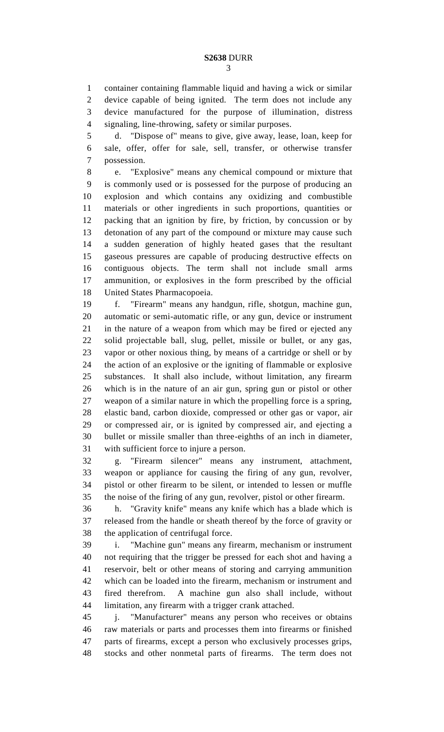container containing flammable liquid and having a wick or similar device capable of being ignited. The term does not include any device manufactured for the purpose of illumination, distress signaling, line-throwing, safety or similar purposes.

d. "Dispose of" means to give, give away, lease, loan, keep for sale, offer, offer for sale, sell, transfer, or otherwise transfer possession.

e. "Explosive" means any chemical compound or mixture that is commonly used or is possessed for the purpose of producing an explosion and which contains any oxidizing and combustible materials or other ingredients in such proportions, quantities or packing that an ignition by fire, by friction, by concussion or by detonation of any part of the compound or mixture may cause such a sudden generation of highly heated gases that the resultant gaseous pressures are capable of producing destructive effects on contiguous objects. The term shall not include small arms ammunition, or explosives in the form prescribed by the official United States Pharmacopoeia.

f. "Firearm" means any handgun, rifle, shotgun, machine gun, automatic or semi-automatic rifle, or any gun, device or instrument in the nature of a weapon from which may be fired or ejected any solid projectable ball, slug, pellet, missile or bullet, or any gas, vapor or other noxious thing, by means of a cartridge or shell or by the action of an explosive or the igniting of flammable or explosive substances. It shall also include, without limitation, any firearm which is in the nature of an air gun, spring gun or pistol or other weapon of a similar nature in which the propelling force is a spring, elastic band, carbon dioxide, compressed or other gas or vapor, air or compressed air, or is ignited by compressed air, and ejecting a bullet or missile smaller than three-eighths of an inch in diameter, with sufficient force to injure a person.

g. "Firearm silencer" means any instrument, attachment, weapon or appliance for causing the firing of any gun, revolver, pistol or other firearm to be silent, or intended to lessen or muffle the noise of the firing of any gun, revolver, pistol or other firearm.

h. "Gravity knife" means any knife which has a blade which is released from the handle or sheath thereof by the force of gravity or the application of centrifugal force.

i. "Machine gun" means any firearm, mechanism or instrument not requiring that the trigger be pressed for each shot and having a reservoir, belt or other means of storing and carrying ammunition which can be loaded into the firearm, mechanism or instrument and fired therefrom. A machine gun also shall include, without limitation, any firearm with a trigger crank attached.

j. "Manufacturer" means any person who receives or obtains raw materials or parts and processes them into firearms or finished parts of firearms, except a person who exclusively processes grips, stocks and other nonmetal parts of firearms. The term does not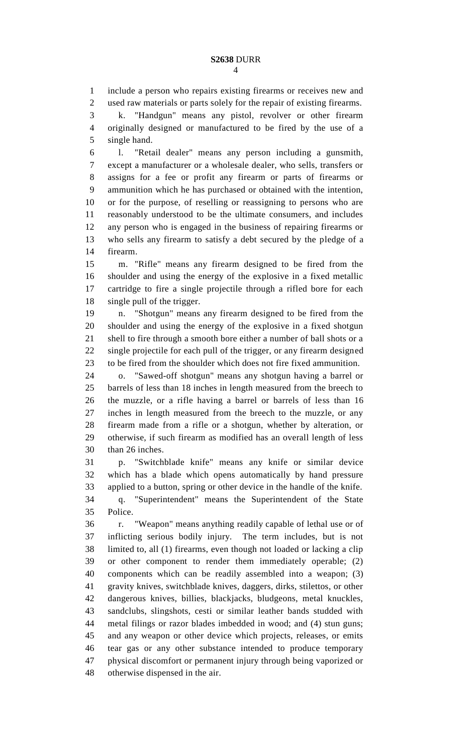include a person who repairs existing firearms or receives new and used raw materials or parts solely for the repair of existing firearms.

k. "Handgun" means any pistol, revolver or other firearm originally designed or manufactured to be fired by the use of a single hand.

l. "Retail dealer" means any person including a gunsmith, except a manufacturer or a wholesale dealer, who sells, transfers or assigns for a fee or profit any firearm or parts of firearms or ammunition which he has purchased or obtained with the intention, or for the purpose, of reselling or reassigning to persons who are reasonably understood to be the ultimate consumers, and includes any person who is engaged in the business of repairing firearms or who sells any firearm to satisfy a debt secured by the pledge of a firearm.

m. "Rifle" means any firearm designed to be fired from the shoulder and using the energy of the explosive in a fixed metallic cartridge to fire a single projectile through a rifled bore for each single pull of the trigger.

n. "Shotgun" means any firearm designed to be fired from the shoulder and using the energy of the explosive in a fixed shotgun shell to fire through a smooth bore either a number of ball shots or a single projectile for each pull of the trigger, or any firearm designed to be fired from the shoulder which does not fire fixed ammunition.

o. "Sawed-off shotgun" means any shotgun having a barrel or barrels of less than 18 inches in length measured from the breech to the muzzle, or a rifle having a barrel or barrels of less than 16 inches in length measured from the breech to the muzzle, or any firearm made from a rifle or a shotgun, whether by alteration, or otherwise, if such firearm as modified has an overall length of less than 26 inches.

p. "Switchblade knife" means any knife or similar device which has a blade which opens automatically by hand pressure applied to a button, spring or other device in the handle of the knife.

q. "Superintendent" means the Superintendent of the State Police.

r. "Weapon" means anything readily capable of lethal use or of inflicting serious bodily injury. The term includes, but is not limited to, all (1) firearms, even though not loaded or lacking a clip or other component to render them immediately operable; (2) components which can be readily assembled into a weapon; (3) gravity knives, switchblade knives, daggers, dirks, stilettos, or other dangerous knives, billies, blackjacks, bludgeons, metal knuckles, sandclubs, slingshots, cesti or similar leather bands studded with metal filings or razor blades imbedded in wood; and (4) stun guns; and any weapon or other device which projects, releases, or emits tear gas or any other substance intended to produce temporary physical discomfort or permanent injury through being vaporized or otherwise dispensed in the air.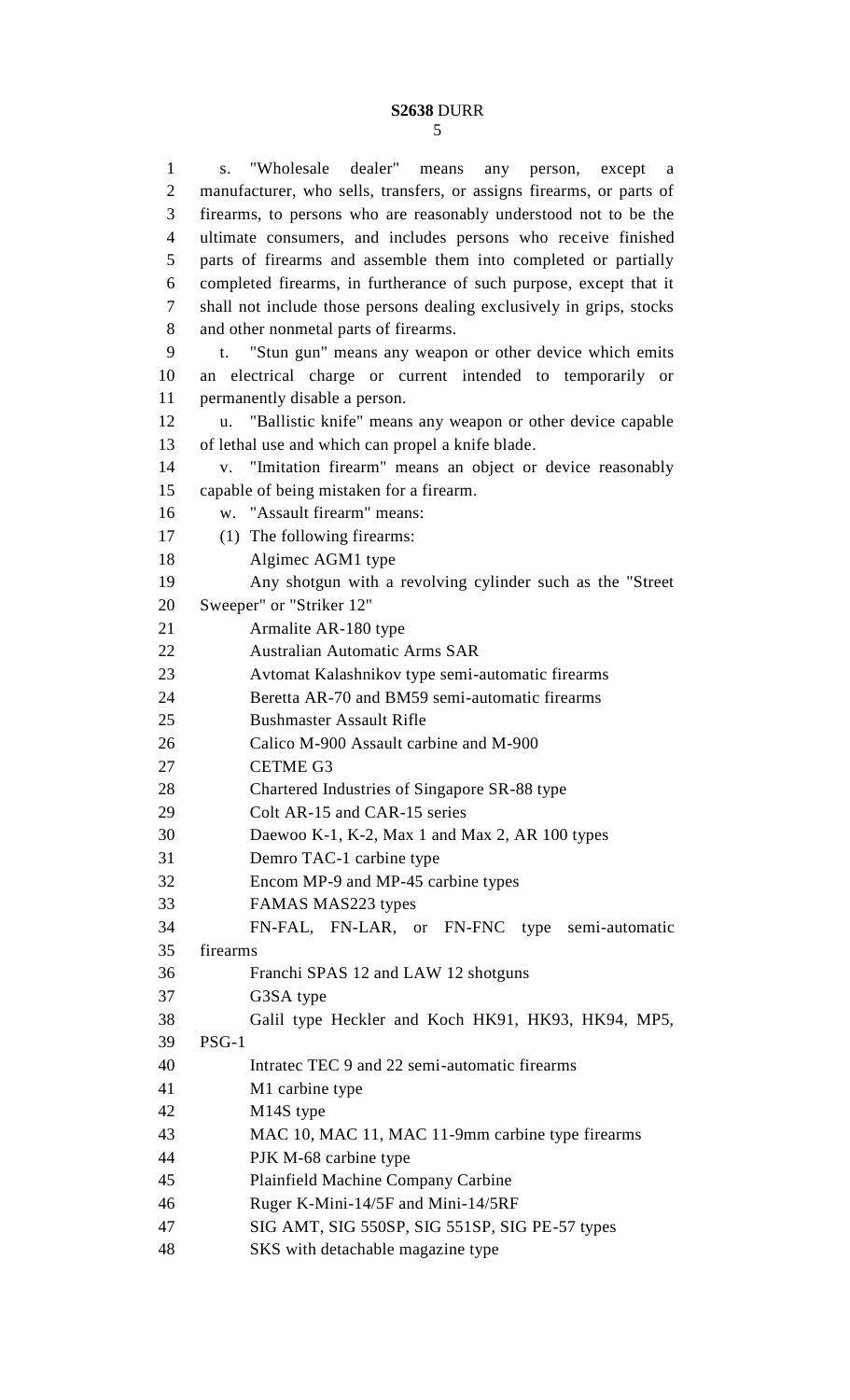s. "Wholesale dealer" means any person, except a manufacturer, who sells, transfers, or assigns firearms, or parts of firearms, to persons who are reasonably understood not to be the ultimate consumers, and includes persons who receive finished parts of firearms and assemble them into completed or partially completed firearms, in furtherance of such purpose, except that it shall not include those persons dealing exclusively in grips, stocks and other nonmetal parts of firearms.

t. "Stun gun" means any weapon or other device which emits an electrical charge or current intended to temporarily or permanently disable a person.

u. "Ballistic knife" means any weapon or other device capable of lethal use and which can propel a knife blade.

v. "Imitation firearm" means an object or device reasonably capable of being mistaken for a firearm.

w. "Assault firearm" means:

(1) The following firearms:

Algimec AGM1 type

Any shotgun with a revolving cylinder such as the "Street Sweeper" or "Striker 12"

Armalite AR-180 type

Australian Automatic Arms SAR

Avtomat Kalashnikov type semi-automatic firearms

Beretta AR-70 and BM59 semi-automatic firearms

Bushmaster Assault Rifle

Calico M-900 Assault carbine and M-900

CETME G3

Chartered Industries of Singapore SR-88 type

Colt AR-15 and CAR-15 series

Daewoo K-1, K-2, Max 1 and Max 2, AR 100 types

Demro TAC-1 carbine type

Encom MP-9 and MP-45 carbine types

FAMAS MAS223 types

FN-FAL, FN-LAR, or FN-FNC type semi-automatic firearms

Franchi SPAS 12 and LAW 12 shotguns

G3SA type

Galil type Heckler and Koch HK91, HK93, HK94, MP5, PSG-1

Intratec TEC 9 and 22 semi-automatic firearms

M1 carbine type

M14S type

MAC 10, MAC 11, MAC 11-9mm carbine type firearms

PJK M-68 carbine type

Plainfield Machine Company Carbine

Ruger K-Mini-14/5F and Mini-14/5RF

SIG AMT, SIG 550SP, SIG 551SP, SIG PE-57 types

SKS with detachable magazine type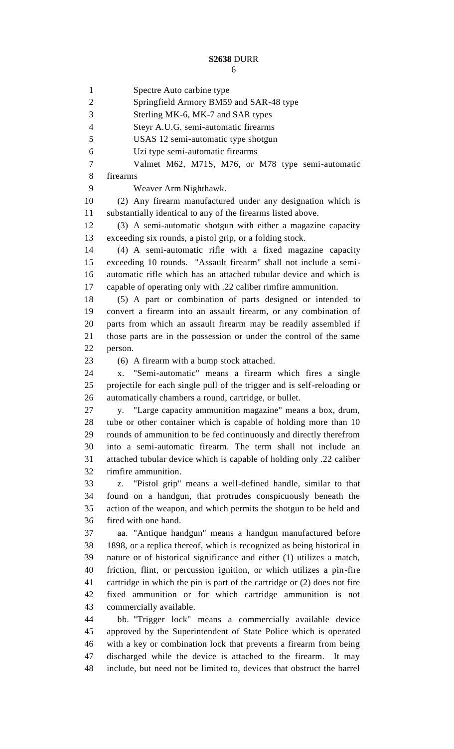Spectre Auto carbine type

Springfield Armory BM59 and SAR-48 type

Sterling MK-6, MK-7 and SAR types

Steyr A.U.G. semi-automatic firearms

USAS 12 semi-automatic type shotgun

Uzi type semi-automatic firearms

Valmet M62, M71S, M76, or M78 type semi-automatic firearms

Weaver Arm Nighthawk.

(2) Any firearm manufactured under any designation which is substantially identical to any of the firearms listed above.

(3) A semi-automatic shotgun with either a magazine capacity exceeding six rounds, a pistol grip, or a folding stock.

(4) A semi-automatic rifle with a fixed magazine capacity exceeding 10 rounds. "Assault firearm" shall not include a semi-automatic rifle which has an attached tubular device and which is capable of operating only with .22 caliber rimfire ammunition.

(5) A part or combination of parts designed or intended to convert a firearm into an assault firearm, or any combination of parts from which an assault firearm may be readily assembled if those parts are in the possession or under the control of the same person.

(6) A firearm with a bump stock attached.

x. "Semi-automatic" means a firearm which fires a single projectile for each single pull of the trigger and is self-reloading or automatically chambers a round, cartridge, or bullet.

y. "Large capacity ammunition magazine" means a box, drum, tube or other container which is capable of holding more than 10 rounds of ammunition to be fed continuously and directly therefrom into a semi-automatic firearm. The term shall not include an attached tubular device which is capable of holding only .22 caliber rimfire ammunition.

z. "Pistol grip" means a well-defined handle, similar to that found on a handgun, that protrudes conspicuously beneath the action of the weapon, and which permits the shotgun to be held and fired with one hand.

aa. "Antique handgun" means a handgun manufactured before 1898, or a replica thereof, which is recognized as being historical in nature or of historical significance and either (1) utilizes a match, friction, flint, or percussion ignition, or which utilizes a pin-fire cartridge in which the pin is part of the cartridge or (2) does not fire fixed ammunition or for which cartridge ammunition is not commercially available.

bb. "Trigger lock" means a commercially available device approved by the Superintendent of State Police which is operated with a key or combination lock that prevents a firearm from being discharged while the device is attached to the firearm. It may include, but need not be limited to, devices that obstruct the barrel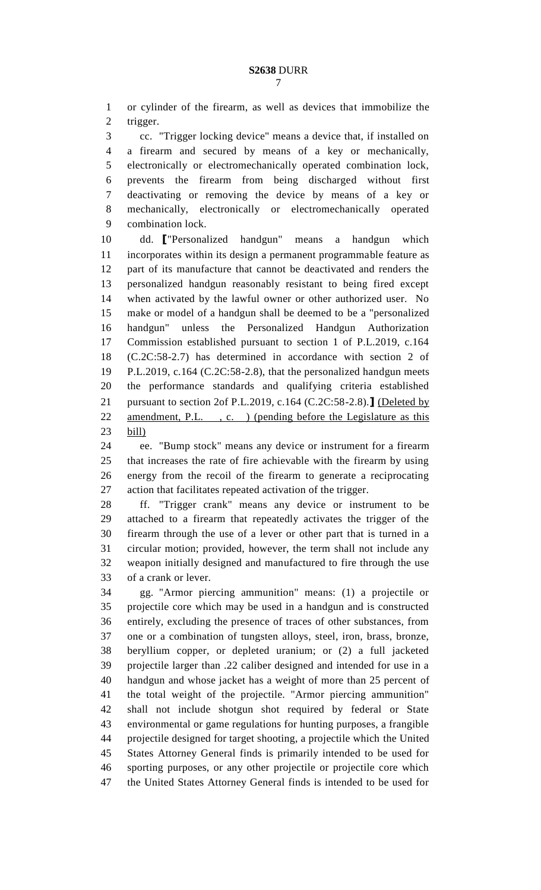or cylinder of the firearm, as well as devices that immobilize the trigger.

cc. "Trigger locking device" means a device that, if installed on a firearm and secured by means of a key or mechanically, electronically or electromechanically operated combination lock, prevents the firearm from being discharged without first deactivating or removing the device by means of a key or mechanically, electronically or electromechanically operated combination lock.

dd. [["Personalized handgun" means a handgun which incorporates within its design a permanent programmable feature as part of its manufacture that cannot be deactivated and renders the personalized handgun reasonably resistant to being fired except when activated by the lawful owner or other authorized user. No make or model of a handgun shall be deemed to be a "personalized handgun" unless the Personalized Handgun Authorization Commission established pursuant to section 1 of P.L.2019, c.164 (C.2C:58-2.7) has determined in accordance with section 2 of P.L.2019, c.164 (C.2C:58-2.8), that the personalized handgun meets the performance standards and qualifying criteria established pursuant to section 2of P.L.2019, c.164 (C.2C:58-2.8).]] <u>(Deleted by amendment, P.L. , c. ) (pending before the Legislature as this bill)</u>

ee. "Bump stock" means any device or instrument for a firearm that increases the rate of fire achievable with the firearm by using energy from the recoil of the firearm to generate a reciprocating action that facilitates repeated activation of the trigger.

ff. "Trigger crank" means any device or instrument to be attached to a firearm that repeatedly activates the trigger of the firearm through the use of a lever or other part that is turned in a circular motion; provided, however, the term shall not include any weapon initially designed and manufactured to fire through the use of a crank or lever.

gg. "Armor piercing ammunition" means: (1) a projectile or projectile core which may be used in a handgun and is constructed entirely, excluding the presence of traces of other substances, from one or a combination of tungsten alloys, steel, iron, brass, bronze, beryllium copper, or depleted uranium; or (2) a full jacketed projectile larger than .22 caliber designed and intended for use in a handgun and whose jacket has a weight of more than 25 percent of the total weight of the projectile. "Armor piercing ammunition" shall not include shotgun shot required by federal or State environmental or game regulations for hunting purposes, a frangible projectile designed for target shooting, a projectile which the United States Attorney General finds is primarily intended to be used for sporting purposes, or any other projectile or projectile core which the United States Attorney General finds is intended to be used for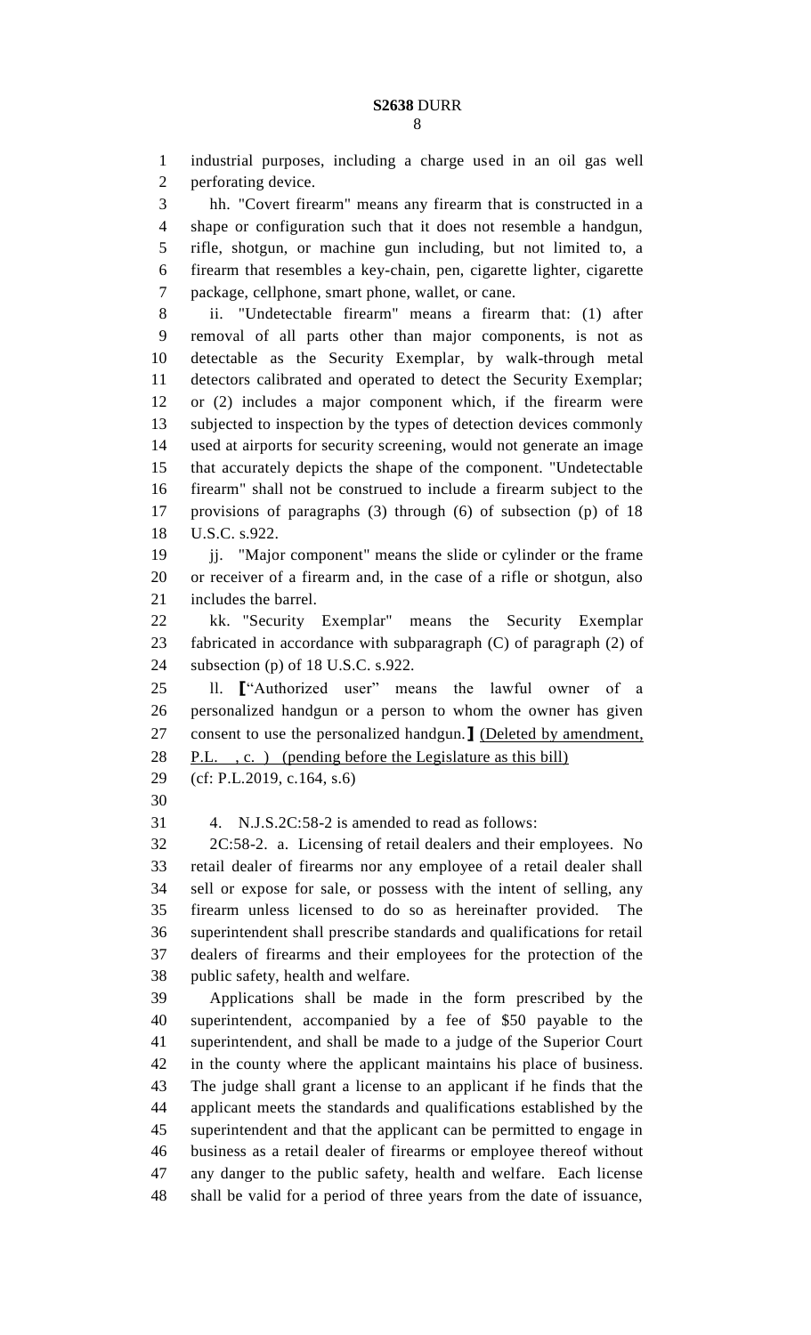industrial purposes, including a charge used in an oil gas well perforating device.

hh. "Covert firearm" means any firearm that is constructed in a shape or configuration such that it does not resemble a handgun, rifle, shotgun, or machine gun including, but not limited to, a firearm that resembles a key-chain, pen, cigarette lighter, cigarette package, cellphone, smart phone, wallet, or cane.

ii. "Undetectable firearm" means a firearm that: (1) after removal of all parts other than major components, is not as detectable as the Security Exemplar, by walk-through metal detectors calibrated and operated to detect the Security Exemplar; or (2) includes a major component which, if the firearm were subjected to inspection by the types of detection devices commonly used at airports for security screening, would not generate an image that accurately depicts the shape of the component. "Undetectable firearm" shall not be construed to include a firearm subject to the provisions of paragraphs (3) through (6) of subsection (p) of 18 U.S.C. s.922.

jj. "Major component" means the slide or cylinder or the frame or receiver of a firearm and, in the case of a rifle or shotgun, also includes the barrel.

kk. "Security Exemplar" means the Security Exemplar fabricated in accordance with subparagraph (C) of paragraph (2) of subsection (p) of 18 U.S.C. s.922.

ll. [“Authorized user” means the lawful owner of a personalized handgun or a person to whom the owner has given consent to use the personalized handgun.] <u>(Deleted by amendment, P.L. , c. ) (pending before the Legislature as this bill)</u>

(cf: P.L.2019, c.164, s.6)

4. N.J.S.2C:58-2 is amended to read as follows:

2C:58-2. a. Licensing of retail dealers and their employees. No retail dealer of firearms nor any employee of a retail dealer shall sell or expose for sale, or possess with the intent of selling, any firearm unless licensed to do so as hereinafter provided. The superintendent shall prescribe standards and qualifications for retail dealers of firearms and their employees for the protection of the public safety, health and welfare.

Applications shall be made in the form prescribed by the superintendent, accompanied by a fee of $50 payable to the superintendent, and shall be made to a judge of the Superior Court in the county where the applicant maintains his place of business. The judge shall grant a license to an applicant if he finds that the applicant meets the standards and qualifications established by the superintendent and that the applicant can be permitted to engage in business as a retail dealer of firearms or employee thereof without any danger to the public safety, health and welfare. Each license shall be valid for a period of three years from the date of issuance,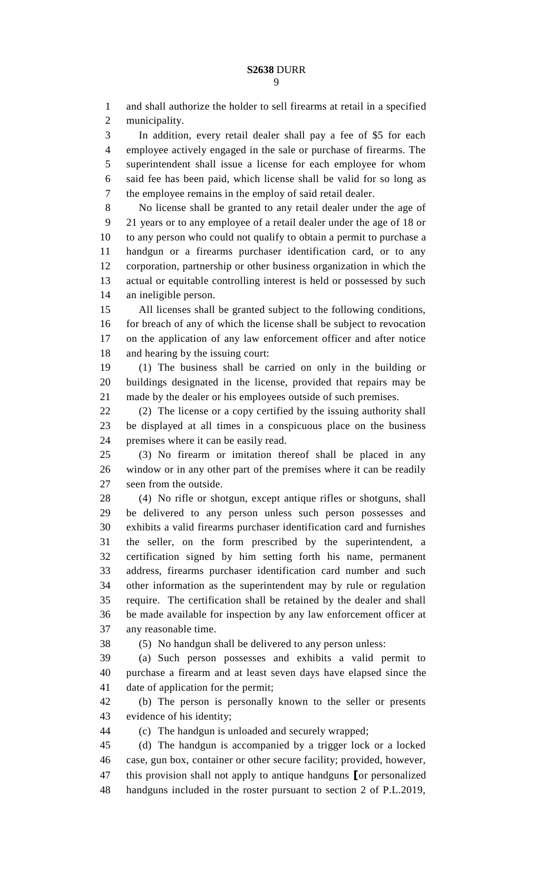and shall authorize the holder to sell firearms at retail in a specified municipality.

In addition, every retail dealer shall pay a fee of $5 for each employee actively engaged in the sale or purchase of firearms. The superintendent shall issue a license for each employee for whom said fee has been paid, which license shall be valid for so long as the employee remains in the employ of said retail dealer.

No license shall be granted to any retail dealer under the age of 21 years or to any employee of a retail dealer under the age of 18 or to any person who could not qualify to obtain a permit to purchase a handgun or a firearms purchaser identification card, or to any corporation, partnership or other business organization in which the actual or equitable controlling interest is held or possessed by such an ineligible person.

All licenses shall be granted subject to the following conditions, for breach of any of which the license shall be subject to revocation on the application of any law enforcement officer and after notice and hearing by the issuing court:

(1) The business shall be carried on only in the building or buildings designated in the license, provided that repairs may be made by the dealer or his employees outside of such premises.

(2) The license or a copy certified by the issuing authority shall be displayed at all times in a conspicuous place on the business premises where it can be easily read.

(3) No firearm or imitation thereof shall be placed in any window or in any other part of the premises where it can be readily seen from the outside.

(4) No rifle or shotgun, except antique rifles or shotguns, shall be delivered to any person unless such person possesses and exhibits a valid firearms purchaser identification card and furnishes the seller, on the form prescribed by the superintendent, a certification signed by him setting forth his name, permanent address, firearms purchaser identification card number and such other information as the superintendent may by rule or regulation require. The certification shall be retained by the dealer and shall be made available for inspection by any law enforcement officer at any reasonable time.

(5) No handgun shall be delivered to any person unless:

(a) Such person possesses and exhibits a valid permit to purchase a firearm and at least seven days have elapsed since the date of application for the permit;

(b) The person is personally known to the seller or presents evidence of his identity;

(c) The handgun is unloaded and securely wrapped;

(d) The handgun is accompanied by a trigger lock or a locked case, gun box, container or other secure facility; provided, however, this provision shall not apply to antique handguns ⟦or personalized handguns included in the roster pursuant to section 2 of P.L.2019,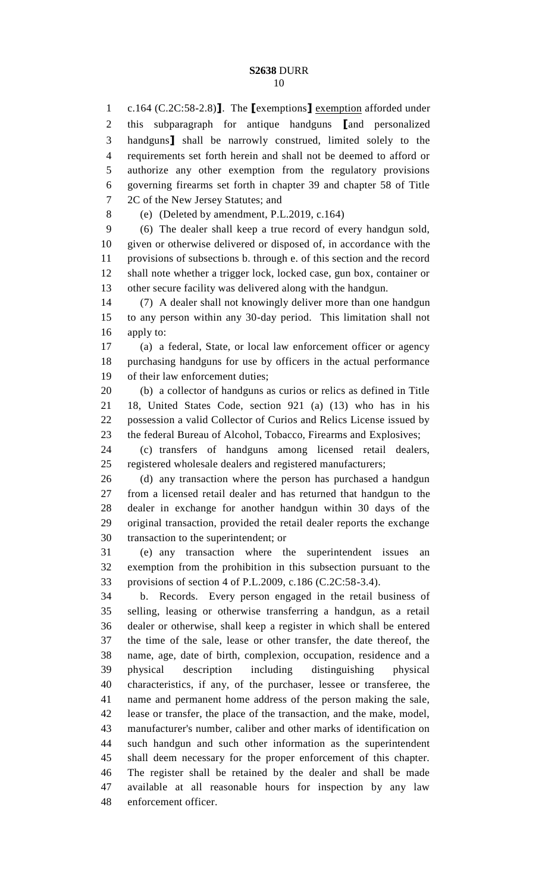c.164 (C.2C:58-2.8)】. The 【exemptions】 exemption afforded under this subparagraph for antique handguns 【and personalized handguns】 shall be narrowly construed, limited solely to the requirements set forth herein and shall not be deemed to afford or authorize any other exemption from the regulatory provisions governing firearms set forth in chapter 39 and chapter 58 of Title 2C of the New Jersey Statutes; and

(e) (Deleted by amendment, P.L.2019, c.164)

(6) The dealer shall keep a true record of every handgun sold, given or otherwise delivered or disposed of, in accordance with the provisions of subsections b. through e. of this section and the record shall note whether a trigger lock, locked case, gun box, container or other secure facility was delivered along with the handgun.

(7) A dealer shall not knowingly deliver more than one handgun to any person within any 30-day period. This limitation shall not apply to:

(a) a federal, State, or local law enforcement officer or agency purchasing handguns for use by officers in the actual performance of their law enforcement duties;

(b) a collector of handguns as curios or relics as defined in Title 18, United States Code, section 921 (a) (13) who has in his possession a valid Collector of Curios and Relics License issued by the federal Bureau of Alcohol, Tobacco, Firearms and Explosives;

(c) transfers of handguns among licensed retail dealers, registered wholesale dealers and registered manufacturers;

(d) any transaction where the person has purchased a handgun from a licensed retail dealer and has returned that handgun to the dealer in exchange for another handgun within 30 days of the original transaction, provided the retail dealer reports the exchange transaction to the superintendent; or

(e) any transaction where the superintendent issues an exemption from the prohibition in this subsection pursuant to the provisions of section 4 of P.L.2009, c.186 (C.2C:58-3.4).

b. Records. Every person engaged in the retail business of selling, leasing or otherwise transferring a handgun, as a retail dealer or otherwise, shall keep a register in which shall be entered the time of the sale, lease or other transfer, the date thereof, the name, age, date of birth, complexion, occupation, residence and a physical description including distinguishing physical characteristics, if any, of the purchaser, lessee or transferee, the name and permanent home address of the person making the sale, lease or transfer, the place of the transaction, and the make, model, manufacturer's number, caliber and other marks of identification on such handgun and such other information as the superintendent shall deem necessary for the proper enforcement of this chapter. The register shall be retained by the dealer and shall be made available at all reasonable hours for inspection by any law enforcement officer.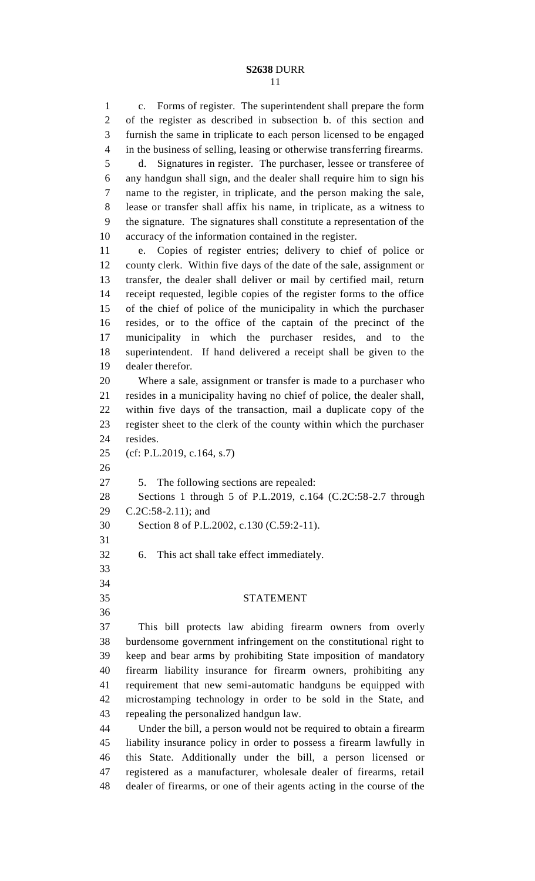c. Forms of register. The superintendent shall prepare the form of the register as described in subsection b. of this section and furnish the same in triplicate to each person licensed to be engaged in the business of selling, leasing or otherwise transferring firearms.

d. Signatures in register. The purchaser, lessee or transferee of any handgun shall sign, and the dealer shall require him to sign his name to the register, in triplicate, and the person making the sale, lease or transfer shall affix his name, in triplicate, as a witness to the signature. The signatures shall constitute a representation of the accuracy of the information contained in the register.

e. Copies of register entries; delivery to chief of police or county clerk. Within five days of the date of the sale, assignment or transfer, the dealer shall deliver or mail by certified mail, return receipt requested, legible copies of the register forms to the office of the chief of police of the municipality in which the purchaser resides, or to the office of the captain of the precinct of the municipality in which the purchaser resides, and to the superintendent. If hand delivered a receipt shall be given to the dealer therefor.

Where a sale, assignment or transfer is made to a purchaser who resides in a municipality having no chief of police, the dealer shall, within five days of the transaction, mail a duplicate copy of the register sheet to the clerk of the county within which the purchaser resides.

(cf: P.L.2019, c.164, s.7)

5. The following sections are repealed:

Sections 1 through 5 of P.L.2019, c.164 (C.2C:58-2.7 through C.2C:58-2.11); and

Section 8 of P.L.2002, c.130 (C.59:2-11).

6. This act shall take effect immediately.

## STATEMENT

This bill protects law abiding firearm owners from overly burdensome government infringement on the constitutional right to keep and bear arms by prohibiting State imposition of mandatory firearm liability insurance for firearm owners, prohibiting any requirement that new semi-automatic handguns be equipped with microstamping technology in order to be sold in the State, and repealing the personalized handgun law.

Under the bill, a person would not be required to obtain a firearm liability insurance policy in order to possess a firearm lawfully in this State. Additionally under the bill, a person licensed or registered as a manufacturer, wholesale dealer of firearms, retail dealer of firearms, or one of their agents acting in the course of the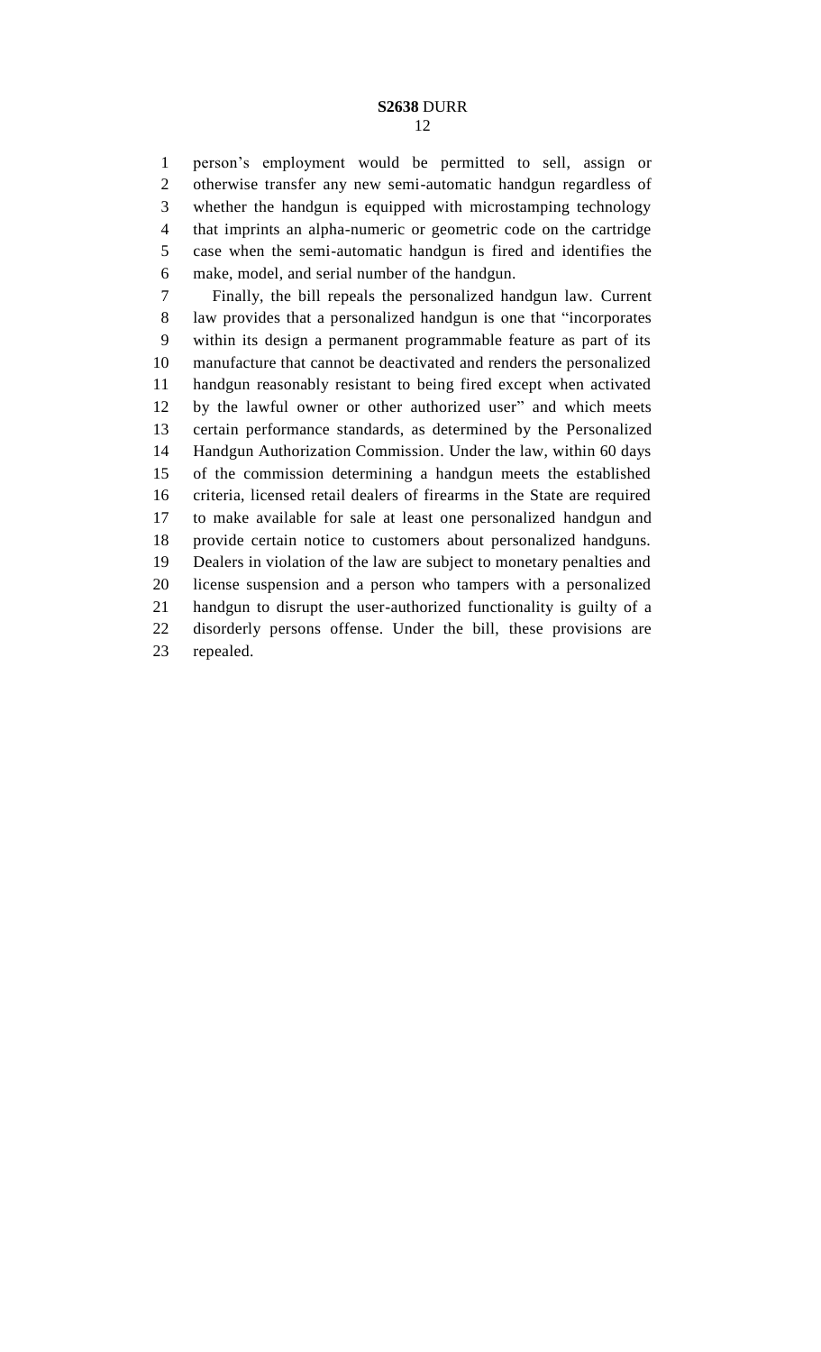person's employment would be permitted to sell, assign or otherwise transfer any new semi-automatic handgun regardless of whether the handgun is equipped with microstamping technology that imprints an alpha-numeric or geometric code on the cartridge case when the semi-automatic handgun is fired and identifies the make, model, and serial number of the handgun.

Finally, the bill repeals the personalized handgun law. Current law provides that a personalized handgun is one that "incorporates within its design a permanent programmable feature as part of its manufacture that cannot be deactivated and renders the personalized handgun reasonably resistant to being fired except when activated by the lawful owner or other authorized user" and which meets certain performance standards, as determined by the Personalized Handgun Authorization Commission. Under the law, within 60 days of the commission determining a handgun meets the established criteria, licensed retail dealers of firearms in the State are required to make available for sale at least one personalized handgun and provide certain notice to customers about personalized handguns. Dealers in violation of the law are subject to monetary penalties and license suspension and a person who tampers with a personalized handgun to disrupt the user-authorized functionality is guilty of a disorderly persons offense. Under the bill, these provisions are repealed.